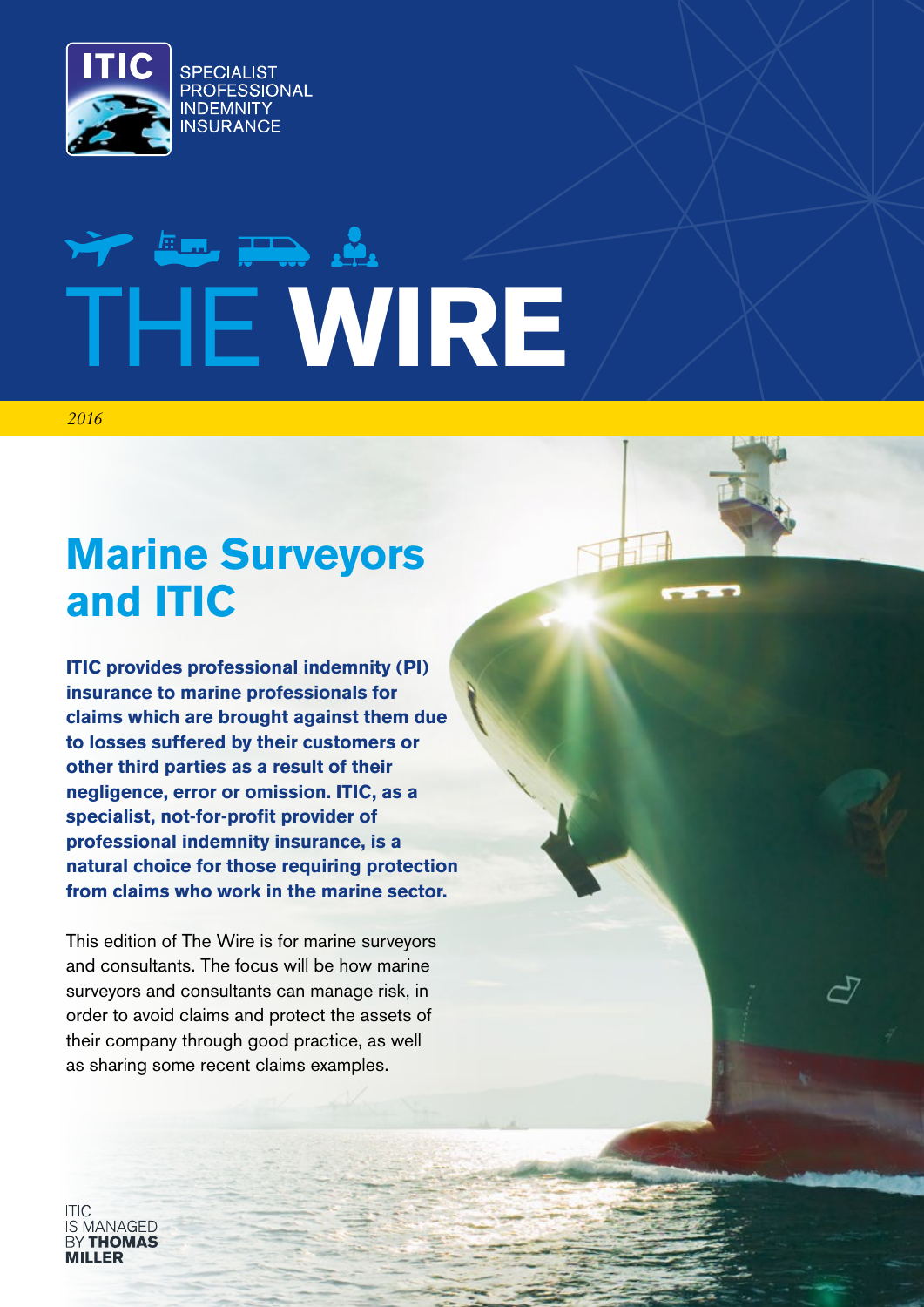ITIC

SPECIALIST PROFESSIONAL INDEMNITY INSURANCE

# THE WIRE

*2016*

## Marine Surveyors and ITIC

**ITIC provides professional indemnity (PI) insurance to marine professionals for claims which are brought against them due to losses suffered by their customers or other third parties as a result of their negligence, error or omission. ITIC, as a specialist, not-for-profit provider of professional indemnity insurance, is a natural choice for those requiring protection from claims who work in the marine sector.**

This edition of The Wire is for marine surveyors and consultants. The focus will be how marine surveyors and consultants can manage risk, in order to avoid claims and protect the assets of their company through good practice, as well as sharing some recent claims examples.

ITIC IS MANAGED BY **THOMAS MILLER**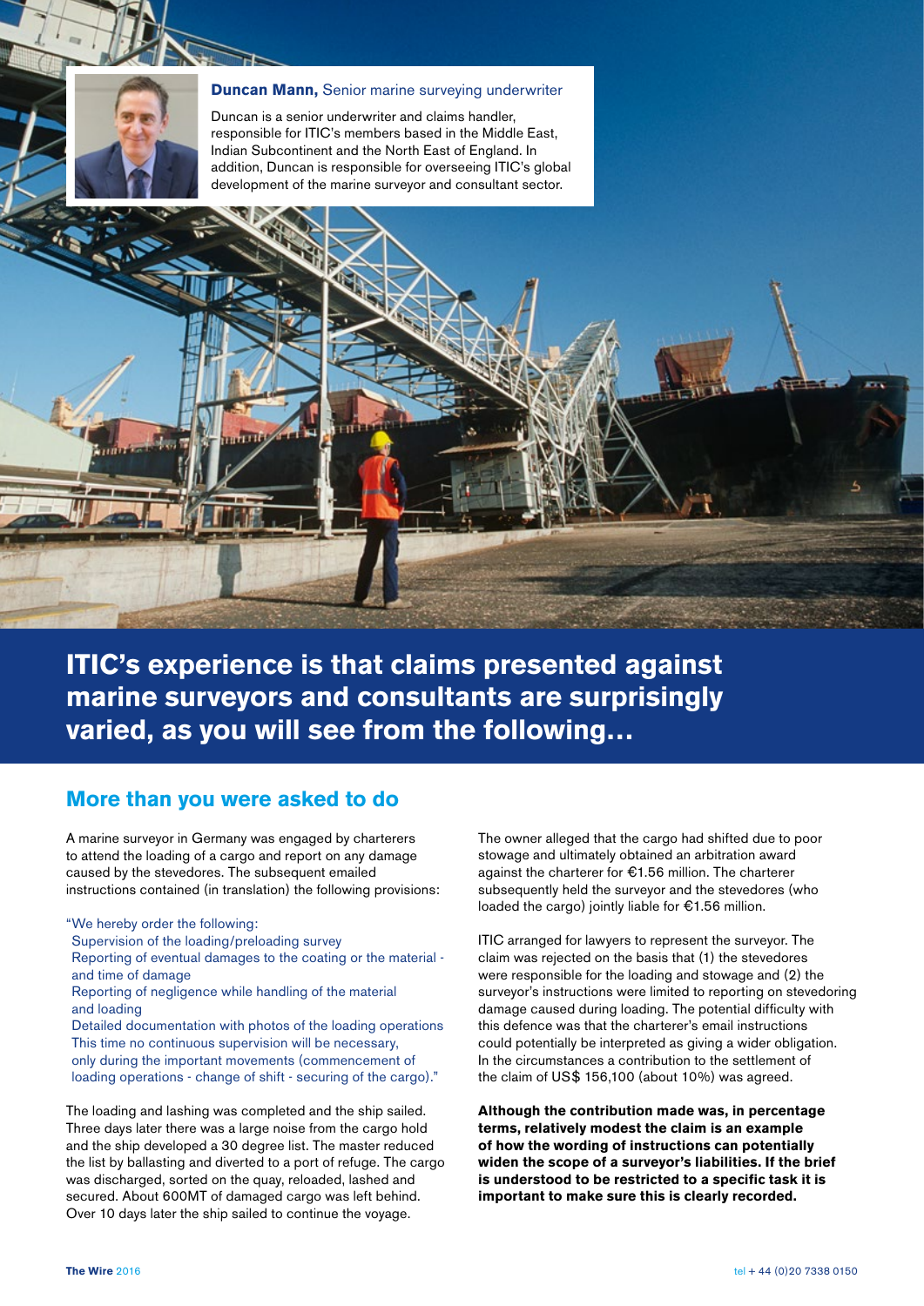**Duncan Mann,** Senior marine surveying underwriter

Duncan is a senior underwriter and claims handler, responsible for ITIC's members based in the Middle East, Indian Subcontinent and the North East of England. In addition, Duncan is responsible for overseeing ITIC's global development of the marine surveyor and consultant sector.

# ITIC's experience is that claims presented against marine surveyors and consultants are surprisingly varied, as you will see from the following…

## More than you were asked to do

A marine surveyor in Germany was engaged by charterers to attend the loading of a cargo and report on any damage caused by the stevedores. The subsequent emailed instructions contained (in translation) the following provisions:

"We hereby order the following:
Supervision of the loading/preloading survey
Reporting of eventual damages to the coating or the material - and time of damage
Reporting of negligence while handling of the material and loading
Detailed documentation with photos of the loading operations
This time no continuous supervision will be necessary, only during the important movements (commencement of loading operations - change of shift - securing of the cargo)."

The loading and lashing was completed and the ship sailed. Three days later there was a large noise from the cargo hold and the ship developed a 30 degree list. The master reduced the list by ballasting and diverted to a port of refuge. The cargo was discharged, sorted on the quay, reloaded, lashed and secured. About 600MT of damaged cargo was left behind. Over 10 days later the ship sailed to continue the voyage.

The owner alleged that the cargo had shifted due to poor stowage and ultimately obtained an arbitration award against the charterer for €1.56 million. The charterer subsequently held the surveyor and the stevedores (who loaded the cargo) jointly liable for €1.56 million.

ITIC arranged for lawyers to represent the surveyor. The claim was rejected on the basis that (1) the stevedores were responsible for the loading and stowage and (2) the surveyor's instructions were limited to reporting on stevedoring damage caused during loading. The potential difficulty with this defence was that the charterer's email instructions could potentially be interpreted as giving a wider obligation. In the circumstances a contribution to the settlement of the claim of US$ 156,100 (about 10%) was agreed.

**Although the contribution made was, in percentage terms, relatively modest the claim is an example of how the wording of instructions can potentially widen the scope of a surveyor's liabilities. If the brief is understood to be restricted to a specific task it is important to make sure this is clearly recorded.**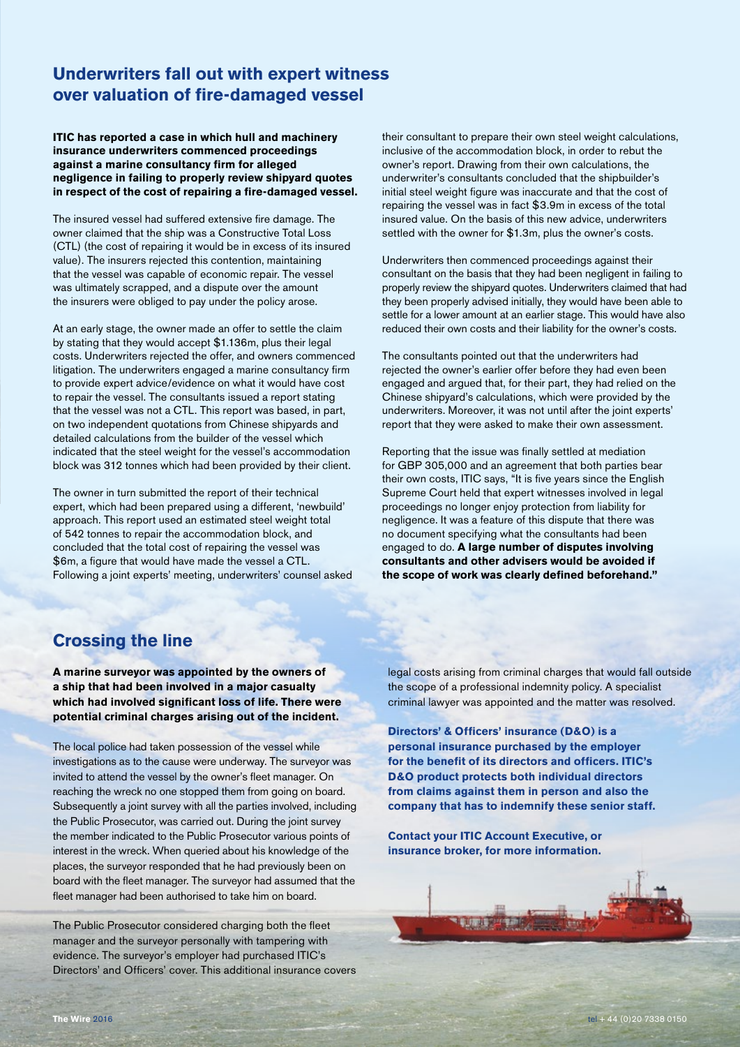## Underwriters fall out with expert witness over valuation of fire-damaged vessel

**ITIC has reported a case in which hull and machinery insurance underwriters commenced proceedings against a marine consultancy firm for alleged negligence in failing to properly review shipyard quotes in respect of the cost of repairing a fire-damaged vessel.**

The insured vessel had suffered extensive fire damage. The owner claimed that the ship was a Constructive Total Loss (CTL) (the cost of repairing it would be in excess of its insured value). The insurers rejected this contention, maintaining that the vessel was capable of economic repair. The vessel was ultimately scrapped, and a dispute over the amount the insurers were obliged to pay under the policy arose.

At an early stage, the owner made an offer to settle the claim by stating that they would accept $1.136m, plus their legal costs. Underwriters rejected the offer, and owners commenced litigation. The underwriters engaged a marine consultancy firm to provide expert advice/evidence on what it would have cost to repair the vessel. The consultants issued a report stating that the vessel was not a CTL. This report was based, in part, on two independent quotations from Chinese shipyards and detailed calculations from the builder of the vessel which indicated that the steel weight for the vessel's accommodation block was 312 tonnes which had been provided by their client.

The owner in turn submitted the report of their technical expert, which had been prepared using a different, 'newbuild' approach. This report used an estimated steel weight total of 542 tonnes to repair the accommodation block, and concluded that the total cost of repairing the vessel was $6m, a figure that would have made the vessel a CTL. Following a joint experts' meeting, underwriters' counsel asked their consultant to prepare their own steel weight calculations, inclusive of the accommodation block, in order to rebut the owner's report. Drawing from their own calculations, the underwriter's consultants concluded that the shipbuilder's initial steel weight figure was inaccurate and that the cost of repairing the vessel was in fact $3.9m in excess of the total insured value. On the basis of this new advice, underwriters settled with the owner for $1.3m, plus the owner's costs.

Underwriters then commenced proceedings against their consultant on the basis that they had been negligent in failing to properly review the shipyard quotes. Underwriters claimed that had they been properly advised initially, they would have been able to settle for a lower amount at an earlier stage. This would have also reduced their own costs and their liability for the owner's costs.

The consultants pointed out that the underwriters had rejected the owner's earlier offer before they had even been engaged and argued that, for their part, they had relied on the Chinese shipyard's calculations, which were provided by the underwriters. Moreover, it was not until after the joint experts' report that they were asked to make their own assessment.

Reporting that the issue was finally settled at mediation for GBP 305,000 and an agreement that both parties bear their own costs, ITIC says, "It is five years since the English Supreme Court held that expert witnesses involved in legal proceedings no longer enjoy protection from liability for negligence. It was a feature of this dispute that there was no document specifying what the consultants had been engaged to do. **A large number of disputes involving consultants and other advisers would be avoided if the scope of work was clearly defined beforehand."**

## Crossing the line

**A marine surveyor was appointed by the owners of a ship that had been involved in a major casualty which had involved significant loss of life. There were potential criminal charges arising out of the incident.**

The local police had taken possession of the vessel while investigations as to the cause were underway. The surveyor was invited to attend the vessel by the owner's fleet manager. On reaching the wreck no one stopped them from going on board. Subsequently a joint survey with all the parties involved, including the Public Prosecutor, was carried out. During the joint survey the member indicated to the Public Prosecutor various points of interest in the wreck. When queried about his knowledge of the places, the surveyor responded that he had previously been on board with the fleet manager. The surveyor had assumed that the fleet manager had been authorised to take him on board.

The Public Prosecutor considered charging both the fleet manager and the surveyor personally with tampering with evidence. The surveyor's employer had purchased ITIC's Directors' and Officers' cover. This additional insurance covers legal costs arising from criminal charges that would fall outside the scope of a professional indemnity policy. A specialist criminal lawyer was appointed and the matter was resolved.

**Directors' & Officers' insurance (D&O) is a personal insurance purchased by the employer for the benefit of its directors and officers. ITIC's D&O product protects both individual directors from claims against them in person and also the company that has to indemnify these senior staff.**

**Contact your ITIC Account Executive, or insurance broker, for more information.**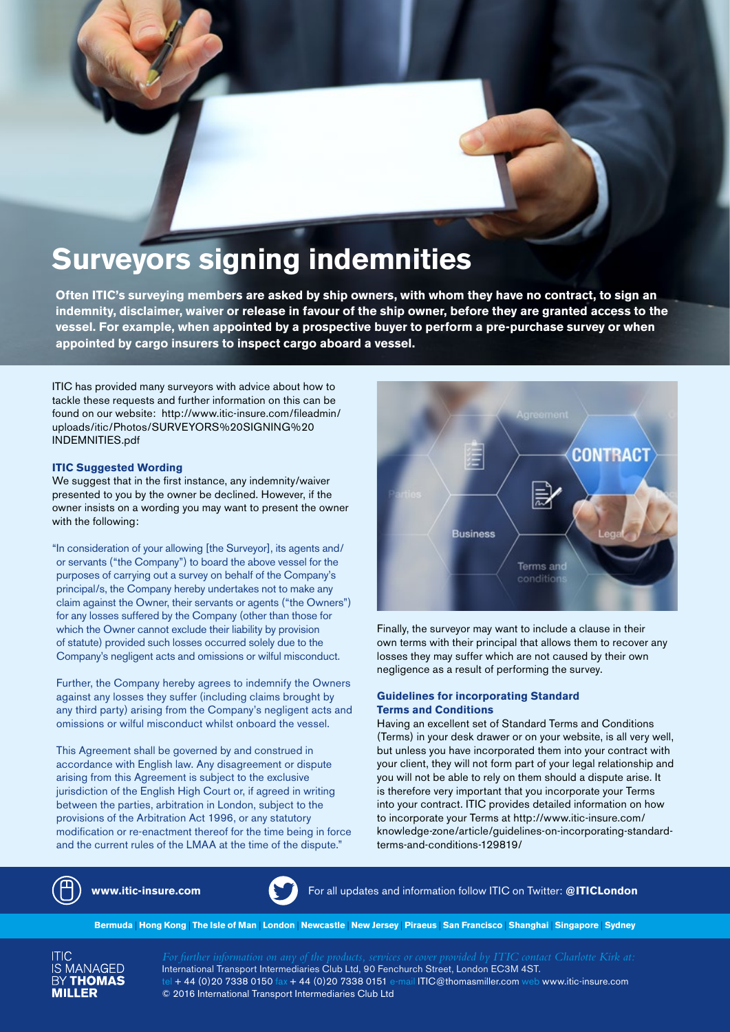# Surveyors signing indemnities

**Often ITIC's surveying members are asked by ship owners, with whom they have no contract, to sign an indemnity, disclaimer, waiver or release in favour of the ship owner, before they are granted access to the vessel. For example, when appointed by a prospective buyer to perform a pre-purchase survey or when appointed by cargo insurers to inspect cargo aboard a vessel.**

ITIC has provided many surveyors with advice about how to tackle these requests and further information on this can be found on our website: http://www.itic-insure.com/fileadmin/uploads/itic/Photos/SURVEYORS%20SIGNING%20INDEMNITIES.pdf

### ITIC Suggested Wording

We suggest that in the first instance, any indemnity/waiver presented to you by the owner be declined. However, if the owner insists on a wording you may want to present the owner with the following:

"In consideration of your allowing [the Surveyor], its agents and/or servants ("the Company") to board the above vessel for the purposes of carrying out a survey on behalf of the Company's principal/s, the Company hereby undertakes not to make any claim against the Owner, their servants or agents ("the Owners") for any losses suffered by the Company (other than those for which the Owner cannot exclude their liability by provision of statute) provided such losses occurred solely due to the Company's negligent acts and omissions or wilful misconduct.

Further, the Company hereby agrees to indemnify the Owners against any losses they suffer (including claims brought by any third party) arising from the Company's negligent acts and omissions or wilful misconduct whilst onboard the vessel.

This Agreement shall be governed by and construed in accordance with English law. Any disagreement or dispute arising from this Agreement is subject to the exclusive jurisdiction of the English High Court or, if agreed in writing between the parties, arbitration in London, subject to the provisions of the Arbitration Act 1996, or any statutory modification or re-enactment thereof for the time being in force and the current rules of the LMAA at the time of the dispute."

Finally, the surveyor may want to include a clause in their own terms with their principal that allows them to recover any losses they may suffer which are not caused by their own negligence as a result of performing the survey.

### Guidelines for incorporating Standard Terms and Conditions

Having an excellent set of Standard Terms and Conditions (Terms) in your desk drawer or on your website, is all very well, but unless you have incorporated them into your contract with your client, they will not form part of your legal relationship and you will not be able to rely on them should a dispute arise. It is therefore very important that you incorporate your Terms into your contract. ITIC provides detailed information on how to incorporate your Terms at http://www.itic-insure.com/knowledge-zone/article/guidelines-on-incorporating-standard-terms-and-conditions-129819/

**www.itic-insure.com**

For all updates and information follow ITIC on Twitter: **@ITICLondon**

**Bermuda | Hong Kong | The Isle of Man | London | Newcastle | New Jersey | Piraeus | San Francisco | Shanghai | Singapore | Sydney**

ITIC IS MANAGED BY **THOMAS MILLER**

*For further information on any of the products, services or cover provided by ITIC contact Charlotte Kirk at:*
International Transport Intermediaries Club Ltd, 90 Fenchurch Street, London EC3M 4ST.
tel + 44 (0)20 7338 0150 fax + 44 (0)20 7338 0151 e-mail ITIC@thomasmiller.com web www.itic-insure.com
© 2016 International Transport Intermediaries Club Ltd